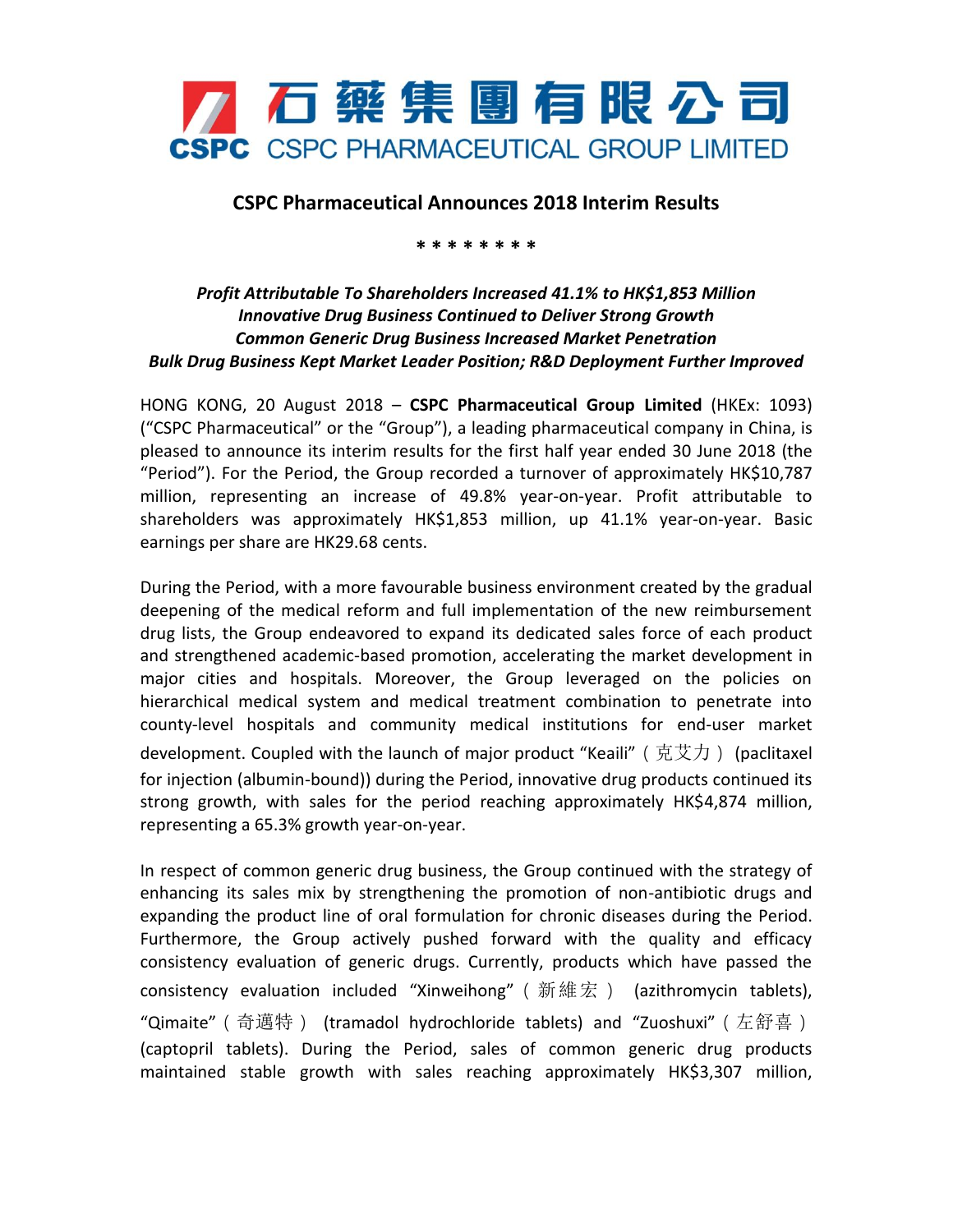石藥集團有限公司
CSPC CSPC PHARMACEUTICAL GROUP LIMITED

## CSPC Pharmaceutical Announces 2018 Interim Results

\* \* \* \* \* \* \* \*

***Profit Attributable To Shareholders Increased 41.1% to HK$1,853 Million***
***Innovative Drug Business Continued to Deliver Strong Growth***
***Common Generic Drug Business Increased Market Penetration***
***Bulk Drug Business Kept Market Leader Position; R&D Deployment Further Improved***

HONG KONG, 20 August 2018 – **CSPC Pharmaceutical Group Limited** (HKEx: 1093) ("CSPC Pharmaceutical" or the "Group"), a leading pharmaceutical company in China, is pleased to announce its interim results for the first half year ended 30 June 2018 (the "Period"). For the Period, the Group recorded a turnover of approximately HK$10,787 million, representing an increase of 49.8% year-on-year. Profit attributable to shareholders was approximately HK$1,853 million, up 41.1% year-on-year. Basic earnings per share are HK29.68 cents.

During the Period, with a more favourable business environment created by the gradual deepening of the medical reform and full implementation of the new reimbursement drug lists, the Group endeavored to expand its dedicated sales force of each product and strengthened academic-based promotion, accelerating the market development in major cities and hospitals. Moreover, the Group leveraged on the policies on hierarchical medical system and medical treatment combination to penetrate into county-level hospitals and community medical institutions for end-user market development. Coupled with the launch of major product "Keaili" (克艾力) (paclitaxel for injection (albumin-bound)) during the Period, innovative drug products continued its strong growth, with sales for the period reaching approximately HK$4,874 million, representing a 65.3% growth year-on-year.

In respect of common generic drug business, the Group continued with the strategy of enhancing its sales mix by strengthening the promotion of non-antibiotic drugs and expanding the product line of oral formulation for chronic diseases during the Period. Furthermore, the Group actively pushed forward with the quality and efficacy consistency evaluation of generic drugs. Currently, products which have passed the consistency evaluation included "Xinweihong" (新維宏) (azithromycin tablets), "Qimaite" (奇邁特) (tramadol hydrochloride tablets) and "Zuoshuxi" (左舒喜) (captopril tablets). During the Period, sales of common generic drug products maintained stable growth with sales reaching approximately HK$3,307 million,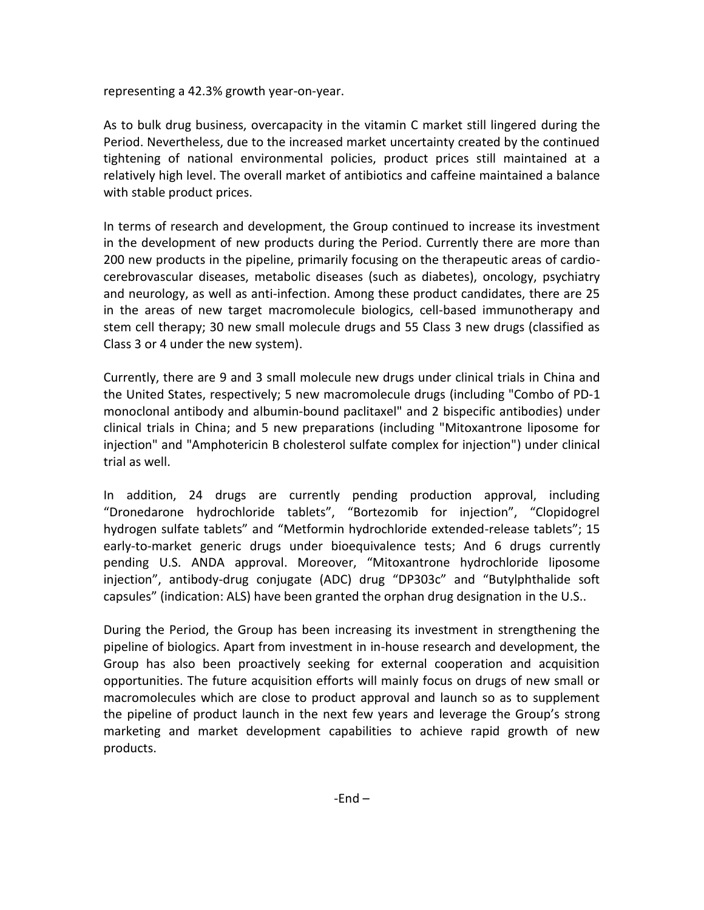representing a 42.3% growth year-on-year.

As to bulk drug business, overcapacity in the vitamin C market still lingered during the Period. Nevertheless, due to the increased market uncertainty created by the continued tightening of national environmental policies, product prices still maintained at a relatively high level. The overall market of antibiotics and caffeine maintained a balance with stable product prices.

In terms of research and development, the Group continued to increase its investment in the development of new products during the Period. Currently there are more than 200 new products in the pipeline, primarily focusing on the therapeutic areas of cardio-cerebrovascular diseases, metabolic diseases (such as diabetes), oncology, psychiatry and neurology, as well as anti-infection. Among these product candidates, there are 25 in the areas of new target macromolecule biologics, cell-based immunotherapy and stem cell therapy; 30 new small molecule drugs and 55 Class 3 new drugs (classified as Class 3 or 4 under the new system).

Currently, there are 9 and 3 small molecule new drugs under clinical trials in China and the United States, respectively; 5 new macromolecule drugs (including "Combo of PD-1 monoclonal antibody and albumin-bound paclitaxel" and 2 bispecific antibodies) under clinical trials in China; and 5 new preparations (including "Mitoxantrone liposome for injection" and "Amphotericin B cholesterol sulfate complex for injection") under clinical trial as well.

In addition, 24 drugs are currently pending production approval, including "Dronedarone hydrochloride tablets", "Bortezomib for injection", "Clopidogrel hydrogen sulfate tablets" and "Metformin hydrochloride extended-release tablets"; 15 early-to-market generic drugs under bioequivalence tests; And 6 drugs currently pending U.S. ANDA approval. Moreover, "Mitoxantrone hydrochloride liposome injection", antibody-drug conjugate (ADC) drug "DP303c" and "Butylphthalide soft capsules" (indication: ALS) have been granted the orphan drug designation in the U.S..

During the Period, the Group has been increasing its investment in strengthening the pipeline of biologics. Apart from investment in in-house research and development, the Group has also been proactively seeking for external cooperation and acquisition opportunities. The future acquisition efforts will mainly focus on drugs of new small or macromolecules which are close to product approval and launch so as to supplement the pipeline of product launch in the next few years and leverage the Group's strong marketing and market development capabilities to achieve rapid growth of new products.

-End –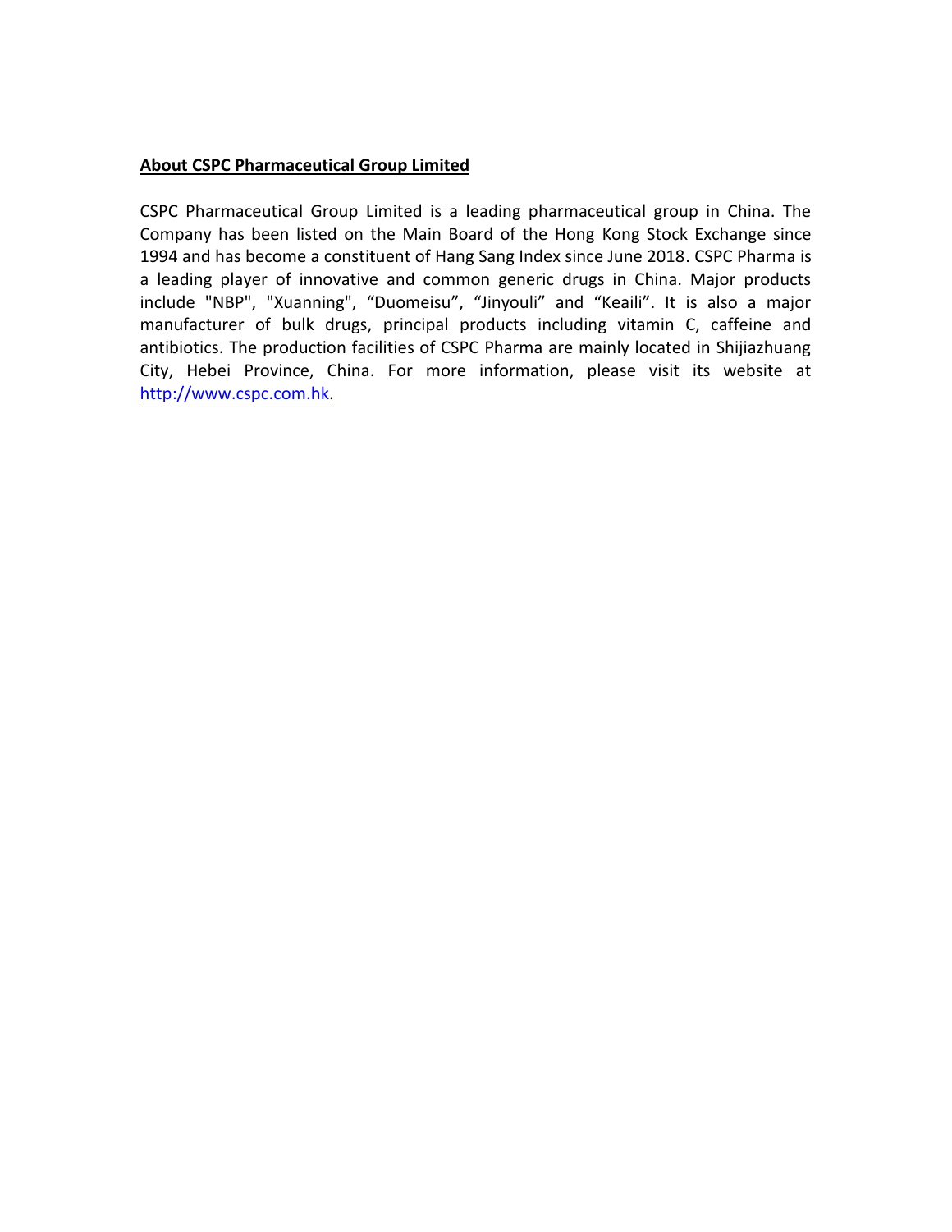**About CSPC Pharmaceutical Group Limited**

CSPC Pharmaceutical Group Limited is a leading pharmaceutical group in China. The Company has been listed on the Main Board of the Hong Kong Stock Exchange since 1994 and has become a constituent of Hang Sang Index since June 2018. CSPC Pharma is a leading player of innovative and common generic drugs in China. Major products include "NBP", "Xuanning", "Duomeisu", "Jinyouli" and "Keaili". It is also a major manufacturer of bulk drugs, principal products including vitamin C, caffeine and antibiotics. The production facilities of CSPC Pharma are mainly located in Shijiazhuang City, Hebei Province, China. For more information, please visit its website at http://www.cspc.com.hk.